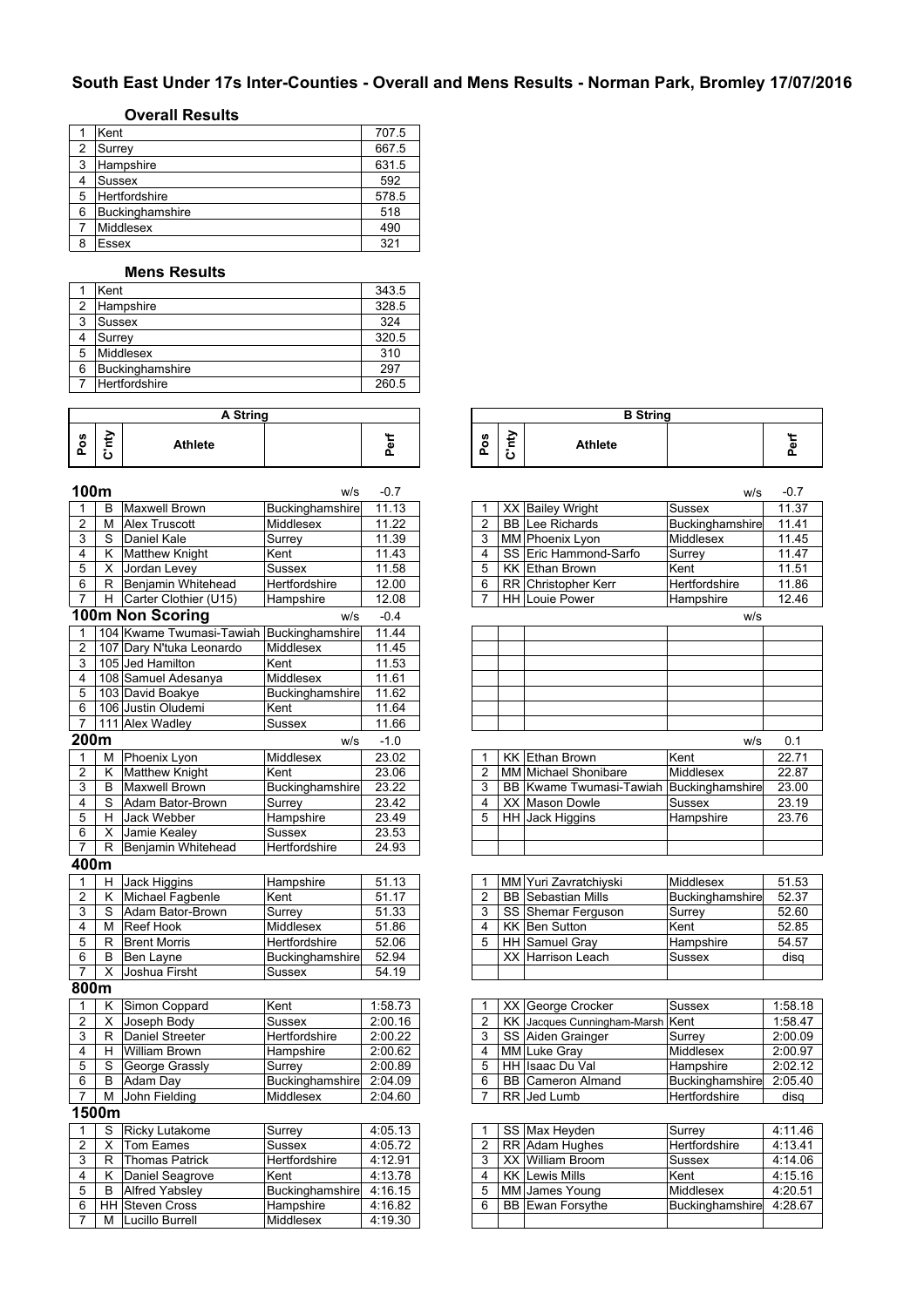# South East Under 17s Inter-Counties - Overall and Mens Results - Norman Park, Bromley 17/07/2016

## Overall Results

| | | |
|---|---|---|
| 1 | Kent | 707.5 |
| 2 | Surrey | 667.5 |
| 3 | Hampshire | 631.5 |
| 4 | Sussex | 592 |
| 5 | Hertfordshire | 578.5 |
| 6 | Buckinghamshire | 518 |
| 7 | Middlesex | 490 |
| 8 | Essex | 321 |

## Mens Results

| | | |
|---|---|---|
| 1 | Kent | 343.5 |
| 2 | Hampshire | 328.5 |
| 3 | Sussex | 324 |
| 4 | Surrey | 320.5 |
| 5 | Middlesex | 310 |
| 6 | Buckinghamshire | 297 |
| 7 | Hertfordshire | 260.5 |

## A String

| Pos | C'nty | Athlete | | Perf |
|---|---|---|---|---|
| **100m** | | | w/s | -0.7 |
| 1 | B | Maxwell Brown | Buckinghamshire | 11.13 |
| 2 | M | Alex Truscott | Middlesex | 11.22 |
| 3 | S | Daniel Kale | Surrey | 11.39 |
| 4 | K | Matthew Knight | Kent | 11.43 |
| 5 | X | Jordan Levey | Sussex | 11.58 |
| 6 | R | Benjamin Whitehead | Hertfordshire | 12.00 |
| 7 | H | Carter Clothier (U15) | Hampshire | 12.08 |
| **100m Non Scoring** | | | w/s | -0.4 |
| 1 | 104 | Kwame Twumasi-Tawiah | Buckinghamshire | 11.44 |
| 2 | 107 | Dary N'tuka Leonardo | Middlesex | 11.45 |
| 3 | 105 | Jed Hamilton | Kent | 11.53 |
| 4 | 108 | Samuel Adesanya | Middlesex | 11.61 |
| 5 | 103 | David Boakye | Buckinghamshire | 11.62 |
| 6 | 106 | Justin Oludemi | Kent | 11.64 |
| 7 | 111 | Alex Wadley | Sussex | 11.66 |
| **200m** | | | w/s | -1.0 |
| 1 | M | Phoenix Lyon | Middlesex | 23.02 |
| 2 | K | Matthew Knight | Kent | 23.06 |
| 3 | B | Maxwell Brown | Buckinghamshire | 23.22 |
| 4 | S | Adam Bator-Brown | Surrey | 23.42 |
| 5 | H | Jack Webber | Hampshire | 23.49 |
| 6 | X | Jamie Kealey | Sussex | 23.53 |
| 7 | R | Benjamin Whitehead | Hertfordshire | 24.93 |
| **400m** | | | | |
| 1 | H | Jack Higgins | Hampshire | 51.13 |
| 2 | K | Michael Fagbenle | Kent | 51.17 |
| 3 | S | Adam Bator-Brown | Surrey | 51.33 |
| 4 | M | Reef Hook | Middlesex | 51.86 |
| 5 | R | Brent Morris | Hertfordshire | 52.06 |
| 6 | B | Ben Layne | Buckinghamshire | 52.94 |
| 7 | X | Joshua Firsht | Sussex | 54.19 |
| **800m** | | | | |
| 1 | K | Simon Coppard | Kent | 1:58.73 |
| 2 | X | Joseph Body | Sussex | 2:00.16 |
| 3 | R | Daniel Streeter | Hertfordshire | 2:00.22 |
| 4 | H | William Brown | Hampshire | 2:00.62 |
| 5 | S | George Grassly | Surrey | 2:00.89 |
| 6 | B | Adam Day | Buckinghamshire | 2:04.09 |
| 7 | M | John Fielding | Middlesex | 2:04.60 |
| **1500m** | | | | |
| 1 | S | Ricky Lutakome | Surrey | 4:05.13 |
| 2 | X | Tom Eames | Sussex | 4:05.72 |
| 3 | R | Thomas Patrick | Hertfordshire | 4:12.91 |
| 4 | K | Daniel Seagrove | Kent | 4:13.78 |
| 5 | B | Alfred Yabsley | Buckinghamshire | 4:16.15 |
| 6 | HH | Steven Cross | Hampshire | 4:16.82 |
| 7 | M | Lucillo Burrell | Middlesex | 4:19.30 |

## B String

| Pos | C'nty | Athlete | | Perf |
|---|---|---|---|---|
| **100m** | | | w/s | -0.7 |
| 1 | XX | Bailey Wright | Sussex | 11.37 |
| 2 | BB | Lee Richards | Buckinghamshire | 11.41 |
| 3 | MM | Phoenix Lyon | Middlesex | 11.45 |
| 4 | SS | Eric Hammond-Sarfo | Surrey | 11.47 |
| 5 | KK | Ethan Brown | Kent | 11.51 |
| 6 | RR | Christopher Kerr | Hertfordshire | 11.86 |
| 7 | HH | Louie Power | Hampshire | 12.46 |
| **100m Non Scoring** | | | w/s | |
| **200m** | | | w/s | 0.1 |
| 1 | KK | Ethan Brown | Kent | 22.71 |
| 2 | MM | Michael Shonibare | Middlesex | 22.87 |
| 3 | BB | Kwame Twumasi-Tawiah | Buckinghamshire | 23.00 |
| 4 | XX | Mason Dowle | Sussex | 23.19 |
| 5 | HH | Jack Higgins | Hampshire | 23.76 |
| **400m** | | | | |
| 1 | MM | Yuri Zavratchiyski | Middlesex | 51.53 |
| 2 | BB | Sebastian Mills | Buckinghamshire | 52.37 |
| 3 | SS | Shemar Ferguson | Surrey | 52.60 |
| 4 | KK | Ben Sutton | Kent | 52.85 |
| 5 | HH | Samuel Gray | Hampshire | 54.57 |
| | XX | Harrison Leach | Sussex | disq |
| **800m** | | | | |
| 1 | XX | George Crocker | Sussex | 1:58.18 |
| 2 | KK | Jacques Cunningham-Marsh | Kent | 1:58.47 |
| 3 | SS | Aiden Grainger | Surrey | 2:00.09 |
| 4 | MM | Luke Gray | Middlesex | 2:00.97 |
| 5 | HH | Isaac Du Val | Hampshire | 2:02.12 |
| 6 | BB | Cameron Almand | Buckinghamshire | 2:05.40 |
| 7 | RR | Jed Lumb | Hertfordshire | disq |
| **1500m** | | | | |
| 1 | SS | Max Heyden | Surrey | 4:11.46 |
| 2 | RR | Adam Hughes | Hertfordshire | 4:13.41 |
| 3 | XX | William Broom | Sussex | 4:14.06 |
| 4 | KK | Lewis Mills | Kent | 4:15.16 |
| 5 | MM | James Young | Middlesex | 4:20.51 |
| 6 | BB | Ewan Forsythe | Buckinghamshire | 4:28.67 |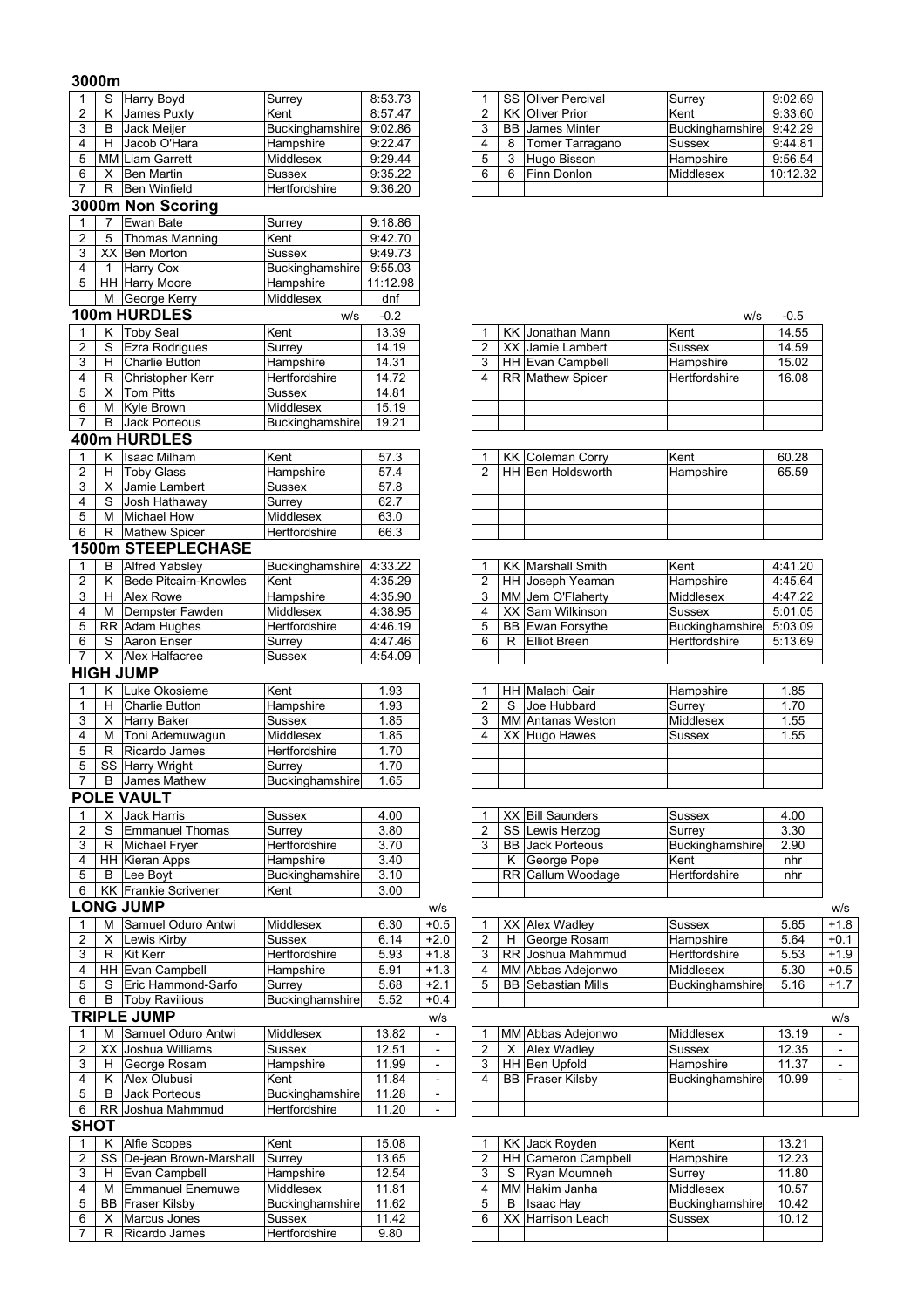## 3000m

| Pos | Team | Name | County | Perf |
|---|---|---|---|---|
| 1 | S | Harry Boyd | Surrey | 8:53.73 |
| 2 | K | James Puxty | Kent | 8:57.47 |
| 3 | B | Jack Meijer | Buckinghamshire | 9:02.86 |
| 4 | H | Jacob O'Hara | Hampshire | 9:22.47 |
| 5 | MM | Liam Garrett | Middlesex | 9:29.44 |
| 6 | X | Ben Martin | Sussex | 9:35.22 |
| 7 | R | Ben Winfield | Hertfordshire | 9:36.20 |

| Pos | Team | Name | County | Perf |
|---|---|---|---|---|
| 1 | SS | Oliver Percival | Surrey | 9:02.69 |
| 2 | KK | Oliver Prior | Kent | 9:33.60 |
| 3 | BB | James Minter | Buckinghamshire | 9:42.29 |
| 4 | 8 | Tomer Tarragano | Sussex | 9:44.81 |
| 5 | 3 | Hugo Bisson | Hampshire | 9:56.54 |
| 6 | 6 | Finn Donlon | Middlesex | 10:12.32 |

## 3000m Non Scoring

| Pos | Team | Name | County | Perf |
|---|---|---|---|---|
| 1 | 7 | Ewan Bate | Surrey | 9:18.86 |
| 2 | 5 | Thomas Manning | Kent | 9:42.70 |
| 3 | XX | Ben Morton | Sussex | 9:49.73 |
| 4 | 1 | Harry Cox | Buckinghamshire | 9:55.03 |
| 5 | HH | Harry Moore | Hampshire | 11:12.98 |
| | M | George Kerry | Middlesex | dnf |

## 100m HURDLES

w/s -0.2

| Pos | Team | Name | County | Perf |
|---|---|---|---|---|
| 1 | K | Toby Seal | Kent | 13.39 |
| 2 | S | Ezra Rodrigues | Surrey | 14.19 |
| 3 | H | Charlie Button | Hampshire | 14.31 |
| 4 | R | Christopher Kerr | Hertfordshire | 14.72 |
| 5 | X | Tom Pitts | Sussex | 14.81 |
| 6 | M | Kyle Brown | Middlesex | 15.19 |
| 7 | B | Jack Porteous | Buckinghamshire | 19.21 |

w/s -0.5

| Pos | Team | Name | County | Perf |
|---|---|---|---|---|
| 1 | KK | Jonathan Mann | Kent | 14.55 |
| 2 | XX | Jamie Lambert | Sussex | 14.59 |
| 3 | HH | Evan Campbell | Hampshire | 15.02 |
| 4 | RR | Mathew Spicer | Hertfordshire | 16.08 |

## 400m HURDLES

| Pos | Team | Name | County | Perf |
|---|---|---|---|---|
| 1 | K | Isaac Milham | Kent | 57.3 |
| 2 | H | Toby Glass | Hampshire | 57.4 |
| 3 | X | Jamie Lambert | Sussex | 57.8 |
| 4 | S | Josh Hathaway | Surrey | 62.7 |
| 5 | M | Michael How | Middlesex | 63.0 |
| 6 | R | Mathew Spicer | Hertfordshire | 66.3 |

| Pos | Team | Name | County | Perf |
|---|---|---|---|---|
| 1 | KK | Coleman Corry | Kent | 60.28 |
| 2 | HH | Ben Holdsworth | Hampshire | 65.59 |

## 1500m STEEPLECHASE

| Pos | Team | Name | County | Perf |
|---|---|---|---|---|
| 1 | B | Alfred Yabsley | Buckinghamshire | 4:33.22 |
| 2 | K | Bede Pitcairn-Knowles | Kent | 4:35.29 |
| 3 | H | Alex Rowe | Hampshire | 4:35.90 |
| 4 | M | Dempster Fawden | Middlesex | 4:38.95 |
| 5 | RR | Adam Hughes | Hertfordshire | 4:46.19 |
| 6 | S | Aaron Enser | Surrey | 4:47.46 |
| 7 | X | Alex Halfacree | Sussex | 4:54.09 |

| Pos | Team | Name | County | Perf |
|---|---|---|---|---|
| 1 | KK | Marshall Smith | Kent | 4:41.20 |
| 2 | HH | Joseph Yeaman | Hampshire | 4:45.64 |
| 3 | MM | Jem O'Flaherty | Middlesex | 4:47.22 |
| 4 | XX | Sam Wilkinson | Sussex | 5:01.05 |
| 5 | BB | Ewan Forsythe | Buckinghamshire | 5:03.09 |
| 6 | R | Elliot Breen | Hertfordshire | 5:13.69 |

## HIGH JUMP

| Pos | Team | Name | County | Perf |
|---|---|---|---|---|
| 1 | K | Luke Okosieme | Kent | 1.93 |
| 1 | H | Charlie Button | Hampshire | 1.93 |
| 3 | X | Harry Baker | Sussex | 1.85 |
| 4 | M | Toni Ademuwagun | Middlesex | 1.85 |
| 5 | R | Ricardo James | Hertfordshire | 1.70 |
| 5 | SS | Harry Wright | Surrey | 1.70 |
| 7 | B | James Mathew | Buckinghamshire | 1.65 |

| Pos | Team | Name | County | Perf |
|---|---|---|---|---|
| 1 | HH | Malachi Gair | Hampshire | 1.85 |
| 2 | S | Joe Hubbard | Surrey | 1.70 |
| 3 | MM | Antanas Weston | Middlesex | 1.55 |
| 4 | XX | Hugo Hawes | Sussex | 1.55 |

## POLE VAULT

| Pos | Team | Name | County | Perf |
|---|---|---|---|---|
| 1 | X | Jack Harris | Sussex | 4.00 |
| 2 | S | Emmanuel Thomas | Surrey | 3.80 |
| 3 | R | Michael Fryer | Hertfordshire | 3.70 |
| 4 | HH | Kieran Apps | Hampshire | 3.40 |
| 5 | B | Lee Boyt | Buckinghamshire | 3.10 |
| 6 | KK | Frankie Scrivener | Kent | 3.00 |

| Pos | Team | Name | County | Perf |
|---|---|---|---|---|
| 1 | XX | Bill Saunders | Sussex | 4.00 |
| 2 | SS | Lewis Herzog | Surrey | 3.30 |
| 3 | BB | Jack Porteous | Buckinghamshire | 2.90 |
| | K | George Pope | Kent | nhr |
| | RR | Callum Woodage | Hertfordshire | nhr |

## LONG JUMP

| Pos | Team | Name | County | Perf | w/s |
|---|---|---|---|---|---|
| 1 | M | Samuel Oduro Antwi | Middlesex | 6.30 | +0.5 |
| 2 | X | Lewis Kirby | Sussex | 6.14 | +2.0 |
| 3 | R | Kit Kerr | Hertfordshire | 5.93 | +1.8 |
| 4 | HH | Evan Campbell | Hampshire | 5.91 | +1.3 |
| 5 | S | Eric Hammond-Sarfo | Surrey | 5.68 | +2.1 |
| 6 | B | Toby Ravilious | Buckinghamshire | 5.52 | +0.4 |

| Pos | Team | Name | County | Perf | w/s |
|---|---|---|---|---|---|
| 1 | XX | Alex Wadley | Sussex | 5.65 | +1.8 |
| 2 | H | George Rosam | Hampshire | 5.64 | +0.1 |
| 3 | RR | Joshua Mahmmud | Hertfordshire | 5.53 | +1.9 |
| 4 | MM | Abbas Adejonwo | Middlesex | 5.30 | +0.5 |
| 5 | BB | Sebastian Mills | Buckinghamshire | 5.16 | +1.7 |

## TRIPLE JUMP

| Pos | Team | Name | County | Perf | w/s |
|---|---|---|---|---|---|
| 1 | M | Samuel Oduro Antwi | Middlesex | 13.82 | - |
| 2 | XX | Joshua Williams | Sussex | 12.51 | - |
| 3 | H | George Rosam | Hampshire | 11.99 | - |
| 4 | K | Alex Olubusi | Kent | 11.84 | - |
| 5 | B | Jack Porteous | Buckinghamshire | 11.28 | - |
| 6 | RR | Joshua Mahmmud | Hertfordshire | 11.20 | - |

| Pos | Team | Name | County | Perf | w/s |
|---|---|---|---|---|---|
| 1 | MM | Abbas Adejonwo | Middlesex | 13.19 | - |
| 2 | X | Alex Wadley | Sussex | 12.35 | - |
| 3 | HH | Ben Upfold | Hampshire | 11.37 | - |
| 4 | BB | Fraser Kilsby | Buckinghamshire | 10.99 | - |

## SHOT

| Pos | Team | Name | County | Perf |
|---|---|---|---|---|
| 1 | K | Alfie Scopes | Kent | 15.08 |
| 2 | SS | De-jean Brown-Marshall | Surrey | 13.65 |
| 3 | H | Evan Campbell | Hampshire | 12.54 |
| 4 | M | Emmanuel Enemuwe | Middlesex | 11.81 |
| 5 | BB | Fraser Kilsby | Buckinghamshire | 11.62 |
| 6 | X | Marcus Jones | Sussex | 11.42 |
| 7 | R | Ricardo James | Hertfordshire | 9.80 |

| Pos | Team | Name | County | Perf |
|---|---|---|---|---|
| 1 | KK | Jack Royden | Kent | 13.21 |
| 2 | HH | Cameron Campbell | Hampshire | 12.23 |
| 3 | S | Ryan Moumneh | Surrey | 11.80 |
| 4 | MM | Hakim Janha | Middlesex | 10.57 |
| 5 | B | Isaac Hay | Buckinghamshire | 10.42 |
| 6 | XX | Harrison Leach | Sussex | 10.12 |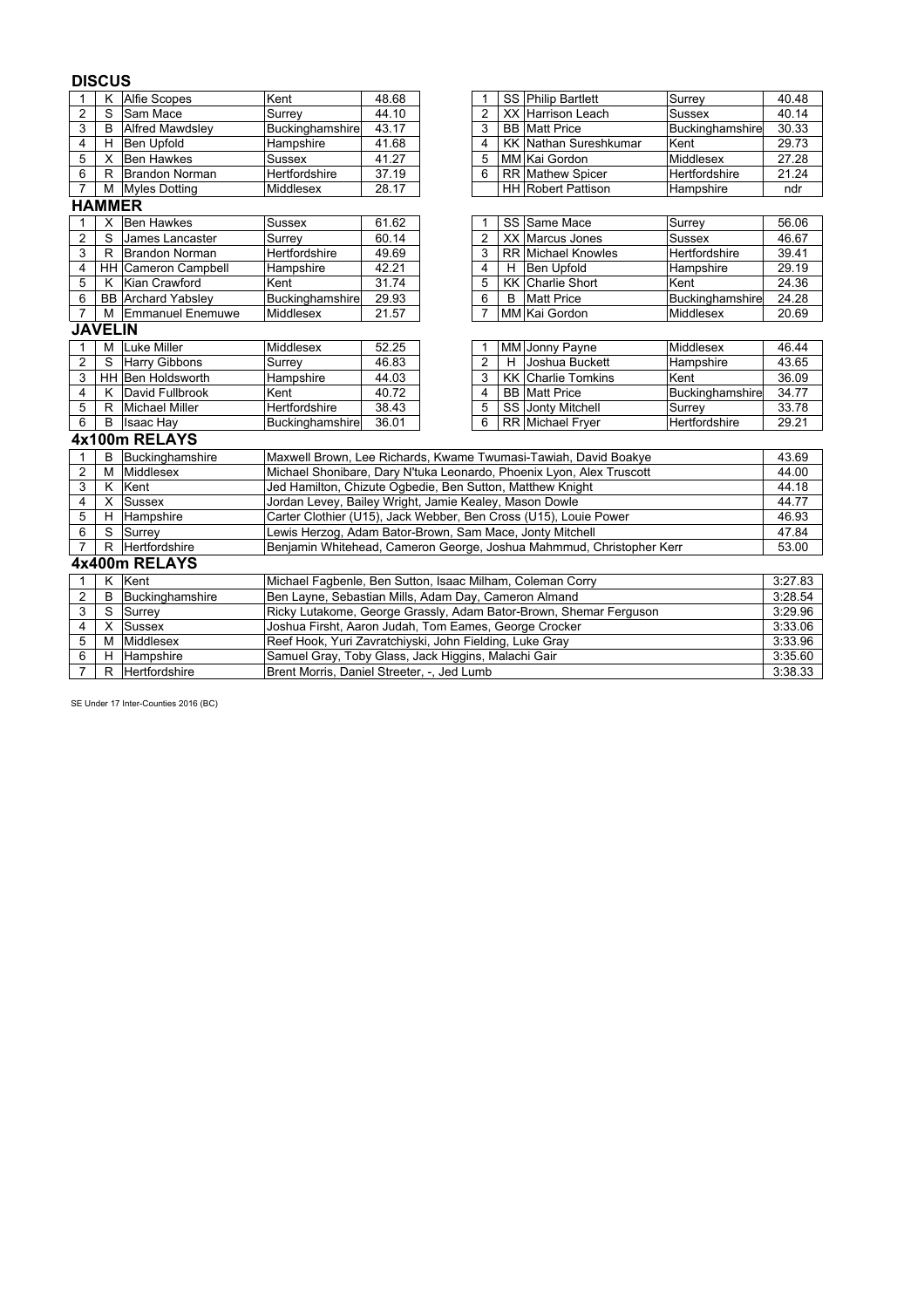## DISCUS

| | | | | |
|---|---|---|---|---|
| 1 | K | Alfie Scopes | Kent | 48.68 |
| 2 | S | Sam Mace | Surrey | 44.10 |
| 3 | B | Alfred Mawdsley | Buckinghamshire | 43.17 |
| 4 | H | Ben Upfold | Hampshire | 41.68 |
| 5 | X | Ben Hawkes | Sussex | 41.27 |
| 6 | R | Brandon Norman | Hertfordshire | 37.19 |
| 7 | M | Myles Dotting | Middlesex | 28.17 |

| | | | | |
|---|---|---|---|---|
| 1 | SS | Philip Bartlett | Surrey | 40.48 |
| 2 | XX | Harrison Leach | Sussex | 40.14 |
| 3 | BB | Matt Price | Buckinghamshire | 30.33 |
| 4 | KK | Nathan Sureshkumar | Kent | 29.73 |
| 5 | MM | Kai Gordon | Middlesex | 27.28 |
| 6 | RR | Mathew Spicer | Hertfordshire | 21.24 |
| | HH | Robert Pattison | Hampshire | ndr |

## HAMMER

| | | | | |
|---|---|---|---|---|
| 1 | X | Ben Hawkes | Sussex | 61.62 |
| 2 | S | James Lancaster | Surrey | 60.14 |
| 3 | R | Brandon Norman | Hertfordshire | 49.69 |
| 4 | HH | Cameron Campbell | Hampshire | 42.21 |
| 5 | K | Kian Crawford | Kent | 31.74 |
| 6 | BB | Archard Yabsley | Buckinghamshire | 29.93 |
| 7 | M | Emmanuel Enemuwe | Middlesex | 21.57 |

| | | | | |
|---|---|---|---|---|
| 1 | SS | Same Mace | Surrey | 56.06 |
| 2 | XX | Marcus Jones | Sussex | 46.67 |
| 3 | RR | Michael Knowles | Hertfordshire | 39.41 |
| 4 | H | Ben Upfold | Hampshire | 29.19 |
| 5 | KK | Charlie Short | Kent | 24.36 |
| 6 | B | Matt Price | Buckinghamshire | 24.28 |
| 7 | MM | Kai Gordon | Middlesex | 20.69 |

## JAVELIN

| | | | | |
|---|---|---|---|---|
| 1 | M | Luke Miller | Middlesex | 52.25 |
| 2 | S | Harry Gibbons | Surrey | 46.83 |
| 3 | HH | Ben Holdsworth | Hampshire | 44.03 |
| 4 | K | David Fullbrook | Kent | 40.72 |
| 5 | R | Michael Miller | Hertfordshire | 38.43 |
| 6 | B | Isaac Hay | Buckinghamshire | 36.01 |

| | | | | |
|---|---|---|---|---|
| 1 | MM | Jonny Payne | Middlesex | 46.44 |
| 2 | H | Joshua Buckett | Hampshire | 43.65 |
| 3 | KK | Charlie Tomkins | Kent | 36.09 |
| 4 | BB | Matt Price | Buckinghamshire | 34.77 |
| 5 | SS | Jonty Mitchell | Surrey | 33.78 |
| 6 | RR | Michael Fryer | Hertfordshire | 29.21 |

## 4x100m RELAYS

| | | | | |
|---|---|---|---|---|
| 1 | B | Buckinghamshire | Maxwell Brown, Lee Richards, Kwame Twumasi-Tawiah, David Boakye | 43.69 |
| 2 | M | Middlesex | Michael Shonibare, Dary N'tuka Leonardo, Phoenix Lyon, Alex Truscott | 44.00 |
| 3 | K | Kent | Jed Hamilton, Chizute Ogbedie, Ben Sutton, Matthew Knight | 44.18 |
| 4 | X | Sussex | Jordan Levey, Bailey Wright, Jamie Kealey, Mason Dowle | 44.77 |
| 5 | H | Hampshire | Carter Clothier (U15), Jack Webber, Ben Cross (U15), Louie Power | 46.93 |
| 6 | S | Surrey | Lewis Herzog, Adam Bator-Brown, Sam Mace, Jonty Mitchell | 47.84 |
| 7 | R | Hertfordshire | Benjamin Whitehead, Cameron George, Joshua Mahmmud, Christopher Kerr | 53.00 |

## 4x400m RELAYS

| | | | | |
|---|---|---|---|---|
| 1 | K | Kent | Michael Fagbenle, Ben Sutton, Isaac Milham, Coleman Corry | 3:27.83 |
| 2 | B | Buckinghamshire | Ben Layne, Sebastian Mills, Adam Day, Cameron Almand | 3:28.54 |
| 3 | S | Surrey | Ricky Lutakome, George Grassly, Adam Bator-Brown, Shemar Ferguson | 3:29.96 |
| 4 | X | Sussex | Joshua Firsht, Aaron Judah, Tom Eames, George Crocker | 3:33.06 |
| 5 | M | Middlesex | Reef Hook, Yuri Zavratchiyski, John Fielding, Luke Gray | 3:33.96 |
| 6 | H | Hampshire | Samuel Gray, Toby Glass, Jack Higgins, Malachi Gair | 3:35.60 |
| 7 | R | Hertfordshire | Brent Morris, Daniel Streeter, -, Jed Lumb | 3:38.33 |

SE Under 17 Inter-Counties 2016 (BC)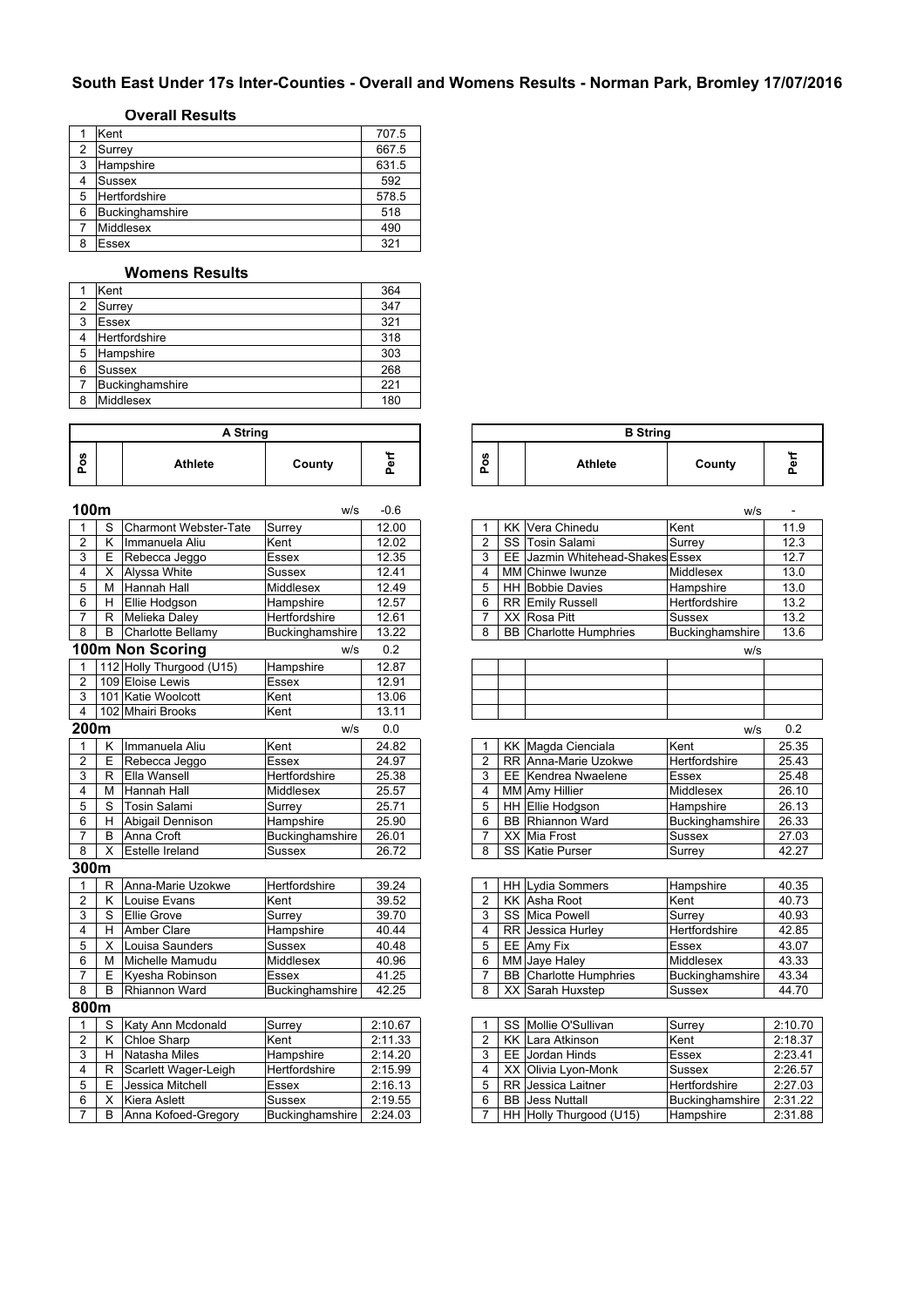## South East Under 17s Inter-Counties - Overall and Womens Results - Norman Park, Bromley 17/07/2016

### Overall Results

| | | |
|---|---|---|
| 1 | Kent | 707.5 |
| 2 | Surrey | 667.5 |
| 3 | Hampshire | 631.5 |
| 4 | Sussex | 592 |
| 5 | Hertfordshire | 578.5 |
| 6 | Buckinghamshire | 518 |
| 7 | Middlesex | 490 |
| 8 | Essex | 321 |

### Womens Results

| | | |
|---|---|---|
| 1 | Kent | 364 |
| 2 | Surrey | 347 |
| 3 | Essex | 321 |
| 4 | Hertfordshire | 318 |
| 5 | Hampshire | 303 |
| 6 | Sussex | 268 |
| 7 | Buckinghamshire | 221 |
| 8 | Middlesex | 180 |

### A String

| Pos | | Athlete | County | Perf |
|---|---|---|---|---|
| **100m** | | | w/s | -0.6 |
| 1 | S | Charmont Webster-Tate | Surrey | 12.00 |
| 2 | K | Immanuela Aliu | Kent | 12.02 |
| 3 | E | Rebecca Jeggo | Essex | 12.35 |
| 4 | X | Alyssa White | Sussex | 12.41 |
| 5 | M | Hannah Hall | Middlesex | 12.49 |
| 6 | H | Ellie Hodgson | Hampshire | 12.57 |
| 7 | R | Melieka Daley | Hertfordshire | 12.61 |
| 8 | B | Charlotte Bellamy | Buckinghamshire | 13.22 |
| **100m Non Scoring** | | | w/s | 0.2 |
| 1 | 112 | Holly Thurgood (U15) | Hampshire | 12.87 |
| 2 | 109 | Eloise Lewis | Essex | 12.91 |
| 3 | 101 | Katie Woolcott | Kent | 13.06 |
| 4 | 102 | Mhairi Brooks | Kent | 13.11 |
| **200m** | | | w/s | 0.0 |
| 1 | K | Immanuela Aliu | Kent | 24.82 |
| 2 | E | Rebecca Jeggo | Essex | 24.97 |
| 3 | R | Ella Wansell | Hertfordshire | 25.38 |
| 4 | M | Hannah Hall | Middlesex | 25.57 |
| 5 | S | Tosin Salami | Surrey | 25.71 |
| 6 | H | Abigail Dennison | Hampshire | 25.90 |
| 7 | B | Anna Croft | Buckinghamshire | 26.01 |
| 8 | X | Estelle Ireland | Sussex | 26.72 |
| **300m** | | | | |
| 1 | R | Anna-Marie Uzokwe | Hertfordshire | 39.24 |
| 2 | K | Louise Evans | Kent | 39.52 |
| 3 | S | Ellie Grove | Surrey | 39.70 |
| 4 | H | Amber Clare | Hampshire | 40.44 |
| 5 | X | Louisa Saunders | Sussex | 40.48 |
| 6 | M | Michelle Mamudu | Middlesex | 40.96 |
| 7 | E | Kyesha Robinson | Essex | 41.25 |
| 8 | B | Rhiannon Ward | Buckinghamshire | 42.25 |
| **800m** | | | | |
| 1 | S | Katy Ann Mcdonald | Surrey | 2:10.67 |
| 2 | K | Chloe Sharp | Kent | 2:11.33 |
| 3 | H | Natasha Miles | Hampshire | 2:14.20 |
| 4 | R | Scarlett Wager-Leigh | Hertfordshire | 2:15.99 |
| 5 | E | Jessica Mitchell | Essex | 2:16.13 |
| 6 | X | Kiera Aslett | Sussex | 2:19.55 |
| 7 | B | Anna Kofoed-Gregory | Buckinghamshire | 2:24.03 |

### B String

| Pos | | Athlete | County | Perf |
|---|---|---|---|---|
| **100m** | | | w/s | - |
| 1 | KK | Vera Chinedu | Kent | 11.9 |
| 2 | SS | Tosin Salami | Surrey | 12.3 |
| 3 | EE | Jazmin Whitehead-Shakes | Essex | 12.7 |
| 4 | MM | Chinwe Iwunze | Middlesex | 13.0 |
| 5 | HH | Bobbie Davies | Hampshire | 13.0 |
| 6 | RR | Emily Russell | Hertfordshire | 13.2 |
| 7 | XX | Rosa Pitt | Sussex | 13.2 |
| 8 | BB | Charlotte Humphries | Buckinghamshire | 13.6 |
| **200m** | | | w/s | 0.2 |
| 1 | KK | Magda Cienciala | Kent | 25.35 |
| 2 | RR | Anna-Marie Uzokwe | Hertfordshire | 25.43 |
| 3 | EE | Kendrea Nwaelene | Essex | 25.48 |
| 4 | MM | Amy Hillier | Middlesex | 26.10 |
| 5 | HH | Ellie Hodgson | Hampshire | 26.13 |
| 6 | BB | Rhiannon Ward | Buckinghamshire | 26.33 |
| 7 | XX | Mia Frost | Sussex | 27.03 |
| 8 | SS | Katie Purser | Surrey | 42.27 |
| **300m** | | | | |
| 1 | HH | Lydia Sommers | Hampshire | 40.35 |
| 2 | KK | Asha Root | Kent | 40.73 |
| 3 | SS | Mica Powell | Surrey | 40.93 |
| 4 | RR | Jessica Hurley | Hertfordshire | 42.85 |
| 5 | EE | Amy Fix | Essex | 43.07 |
| 6 | MM | Jaye Haley | Middlesex | 43.33 |
| 7 | BB | Charlotte Humphries | Buckinghamshire | 43.34 |
| 8 | XX | Sarah Huxstep | Sussex | 44.70 |
| **800m** | | | | |
| 1 | SS | Mollie O'Sullivan | Surrey | 2:10.70 |
| 2 | KK | Lara Atkinson | Kent | 2:18.37 |
| 3 | EE | Jordan Hinds | Essex | 2:23.41 |
| 4 | XX | Olivia Lyon-Monk | Sussex | 2:26.57 |
| 5 | RR | Jessica Laitner | Hertfordshire | 2:27.03 |
| 6 | BB | Jess Nuttall | Buckinghamshire | 2:31.22 |
| 7 | HH | Holly Thurgood (U15) | Hampshire | 2:31.88 |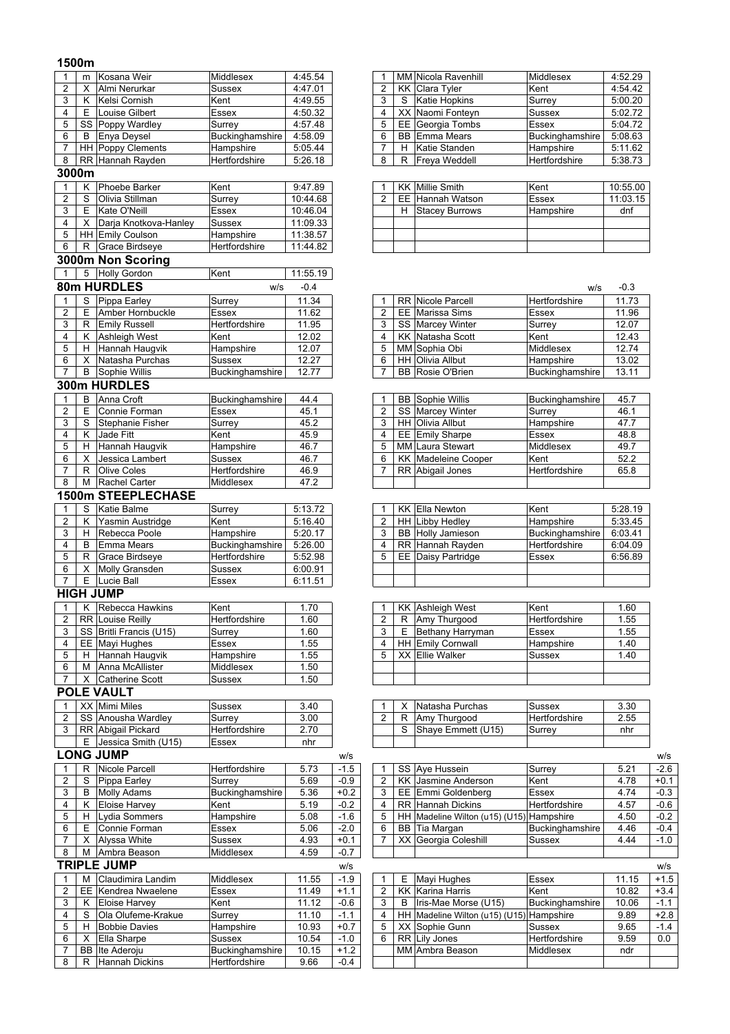## 1500m

| | | | | |
|---|---|---|---|---|
| 1 | m | Kosana Weir | Middlesex | 4:45.54 |
| 2 | X | Almi Nerurkar | Sussex | 4:47.01 |
| 3 | K | Kelsi Cornish | Kent | 4:49.55 |
| 4 | E | Louise Gilbert | Essex | 4:50.32 |
| 5 | SS | Poppy Wardley | Surrey | 4:57.48 |
| 6 | B | Enya Deysel | Buckinghamshire | 4:58.09 |
| 7 | HH | Poppy Clements | Hampshire | 5:05.44 |
| 8 | RR | Hannah Rayden | Hertfordshire | 5:26.18 |

| | | | | |
|---|---|---|---|---|
| 1 | MM | Nicola Ravenhill | Middlesex | 4:52.29 |
| 2 | KK | Clara Tyler | Kent | 4:54.42 |
| 3 | S | Katie Hopkins | Surrey | 5:00.20 |
| 4 | XX | Naomi Fonteyn | Sussex | 5:02.72 |
| 5 | EE | Georgia Tombs | Essex | 5:04.72 |
| 6 | BB | Emma Mears | Buckinghamshire | 5:08.63 |
| 7 | H | Katie Standen | Hampshire | 5:11.62 |
| 8 | R | Freya Weddell | Hertfordshire | 5:38.73 |

## 3000m

| | | | | |
|---|---|---|---|---|
| 1 | K | Phoebe Barker | Kent | 9:47.89 |
| 2 | S | Olivia Stillman | Surrey | 10:44.68 |
| 3 | E | Kate O'Neill | Essex | 10:46.04 |
| 4 | X | Darja Knotkova-Hanley | Sussex | 11:09.33 |
| 5 | HH | Emily Coulson | Hampshire | 11:38.57 |
| 6 | R | Grace Birdseye | Hertfordshire | 11:44.82 |

| | | | | |
|---|---|---|---|---|
| 1 | KK | Millie Smith | Kent | 10:55.00 |
| 2 | EE | Hannah Watson | Essex | 11:03.15 |
| | H | Stacey Burrows | Hampshire | dnf |

## 3000m Non Scoring

| | | | | |
|---|---|---|---|---|
| 1 | 5 | Holly Gordon | Kent | 11:55.19 |

## 80m HURDLES

w/s -0.4

| | | | | |
|---|---|---|---|---|
| 1 | S | Pippa Earley | Surrey | 11.34 |
| 2 | E | Amber Hornbuckle | Essex | 11.62 |
| 3 | R | Emily Russell | Hertfordshire | 11.95 |
| 4 | K | Ashleigh West | Kent | 12.02 |
| 5 | H | Hannah Haugvik | Hampshire | 12.07 |
| 6 | X | Natasha Purchas | Sussex | 12.27 |
| 7 | B | Sophie Willis | Buckinghamshire | 12.77 |

w/s -0.3

| | | | | |
|---|---|---|---|---|
| 1 | RR | Nicole Parcell | Hertfordshire | 11.73 |
| 2 | EE | Marissa Sims | Essex | 11.96 |
| 3 | SS | Marcey Winter | Surrey | 12.07 |
| 4 | KK | Natasha Scott | Kent | 12.43 |
| 5 | MM | Sophia Obi | Middlesex | 12.74 |
| 6 | HH | Olivia Allbut | Hampshire | 13.02 |
| 7 | BB | Rosie O'Brien | Buckinghamshire | 13.11 |

## 300m HURDLES

| | | | | |
|---|---|---|---|---|
| 1 | B | Anna Croft | Buckinghamshire | 44.4 |
| 2 | E | Connie Forman | Essex | 45.1 |
| 3 | S | Stephanie Fisher | Surrey | 45.2 |
| 4 | K | Jade Fitt | Kent | 45.9 |
| 5 | H | Hannah Haugvik | Hampshire | 46.7 |
| 6 | X | Jessica Lambert | Sussex | 46.7 |
| 7 | R | Olive Coles | Hertfordshire | 46.9 |
| 8 | M | Rachel Carter | Middlesex | 47.2 |

| | | | | |
|---|---|---|---|---|
| 1 | BB | Sophie Willis | Buckinghamshire | 45.7 |
| 2 | SS | Marcey Winter | Surrey | 46.1 |
| 3 | HH | Olivia Allbut | Hampshire | 47.7 |
| 4 | EE | Emily Sharpe | Essex | 48.8 |
| 5 | MM | Laura Stewart | Middlesex | 49.7 |
| 6 | KK | Madeleine Cooper | Kent | 52.2 |
| 7 | RR | Abigail Jones | Hertfordshire | 65.8 |

## 1500m STEEPLECHASE

| | | | | |
|---|---|---|---|---|
| 1 | S | Katie Balme | Surrey | 5:13.72 |
| 2 | K | Yasmin Austridge | Kent | 5:16.40 |
| 3 | H | Rebecca Poole | Hampshire | 5:20.17 |
| 4 | B | Emma Mears | Buckinghamshire | 5:26.00 |
| 5 | R | Grace Birdseye | Hertfordshire | 5:52.98 |
| 6 | X | Molly Gransden | Sussex | 6:00.91 |
| 7 | E | Lucie Ball | Essex | 6:11.51 |

| | | | | |
|---|---|---|---|---|
| 1 | KK | Ella Newton | Kent | 5:28.19 |
| 2 | HH | Libby Hedley | Hampshire | 5:33.45 |
| 3 | BB | Holly Jamieson | Buckinghamshire | 6:03.41 |
| 4 | RR | Hannah Rayden | Hertfordshire | 6:04.09 |
| 5 | EE | Daisy Partridge | Essex | 6:56.89 |

## HIGH JUMP

| | | | | |
|---|---|---|---|---|
| 1 | K | Rebecca Hawkins | Kent | 1.70 |
| 2 | RR | Louise Reilly | Hertfordshire | 1.60 |
| 3 | SS | Britli Francis (U15) | Surrey | 1.60 |
| 4 | EE | Mayi Hughes | Essex | 1.55 |
| 5 | H | Hannah Haugvik | Hampshire | 1.55 |
| 6 | M | Anna McAllister | Middlesex | 1.50 |
| 7 | X | Catherine Scott | Sussex | 1.50 |

| | | | | |
|---|---|---|---|---|
| 1 | KK | Ashleigh West | Kent | 1.60 |
| 2 | R | Amy Thurgood | Hertfordshire | 1.55 |
| 3 | E | Bethany Harryman | Essex | 1.55 |
| 4 | HH | Emily Cornwall | Hampshire | 1.40 |
| 5 | XX | Ellie Walker | Sussex | 1.40 |

## POLE VAULT

| | | | | |
|---|---|---|---|---|
| 1 | XX | Mimi Miles | Sussex | 3.40 |
| 2 | SS | Anousha Wardley | Surrey | 3.00 |
| 3 | RR | Abigail Pickard | Hertfordshire | 2.70 |
| | E | Jessica Smith (U15) | Essex | nhr |

| | | | | |
|---|---|---|---|---|
| 1 | X | Natasha Purchas | Sussex | 3.30 |
| 2 | R | Amy Thurgood | Hertfordshire | 2.55 |
| | S | Shaye Emmett (U15) | Surrey | nhr |

## LONG JUMP

| | | | | | w/s |
|---|---|---|---|---|---|
| 1 | R | Nicole Parcell | Hertfordshire | 5.73 | -1.5 |
| 2 | S | Pippa Earley | Surrey | 5.69 | -0.9 |
| 3 | B | Molly Adams | Buckinghamshire | 5.36 | +0.2 |
| 4 | K | Eloise Harvey | Kent | 5.19 | -0.2 |
| 5 | H | Lydia Sommers | Hampshire | 5.08 | -1.6 |
| 6 | E | Connie Forman | Essex | 5.06 | -2.0 |
| 7 | X | Alyssa White | Sussex | 4.93 | +0.1 |
| 8 | M | Ambra Beason | Middlesex | 4.59 | -0.7 |

| | | | | | w/s |
|---|---|---|---|---|---|
| 1 | SS | Aye Hussein | Surrey | 5.21 | -2.6 |
| 2 | KK | Jasmine Anderson | Kent | 4.78 | +0.1 |
| 3 | EE | Emmi Goldenberg | Essex | 4.74 | -0.3 |
| 4 | RR | Hannah Dickins | Hertfordshire | 4.57 | -0.6 |
| 5 | HH | Madeline Wilton (u15) (U15) | Hampshire | 4.50 | -0.2 |
| 6 | BB | Tia Margan | Buckinghamshire | 4.46 | -0.4 |
| 7 | XX | Georgia Coleshill | Sussex | 4.44 | -1.0 |

## TRIPLE JUMP

| | | | | | w/s |
|---|---|---|---|---|---|
| 1 | M | Claudimira Landim | Middlesex | 11.55 | -1.9 |
| 2 | EE | Kendrea Nwaelene | Essex | 11.49 | +1.1 |
| 3 | K | Eloise Harvey | Kent | 11.12 | -0.6 |
| 4 | S | Ola Olufeme-Krakue | Surrey | 11.10 | -1.1 |
| 5 | H | Bobbie Davies | Hampshire | 10.93 | +0.7 |
| 6 | X | Ella Sharpe | Sussex | 10.54 | -1.0 |
| 7 | BB | Ite Aderoju | Buckinghamshire | 10.15 | +1.2 |
| 8 | R | Hannah Dickins | Hertfordshire | 9.66 | -0.4 |

| | | | | | w/s |
|---|---|---|---|---|---|
| 1 | E | Mayi Hughes | Essex | 11.15 | +1.5 |
| 2 | KK | Karina Harris | Kent | 10.82 | +3.4 |
| 3 | B | Iris-Mae Morse (U15) | Buckinghamshire | 10.06 | -1.1 |
| 4 | HH | Madeline Wilton (u15) (U15) | Hampshire | 9.89 | +2.8 |
| 5 | XX | Sophie Gunn | Sussex | 9.65 | -1.4 |
| 6 | RR | Lily Jones | Hertfordshire | 9.59 | 0.0 |
| | MM | Ambra Beason | Middlesex | ndr | |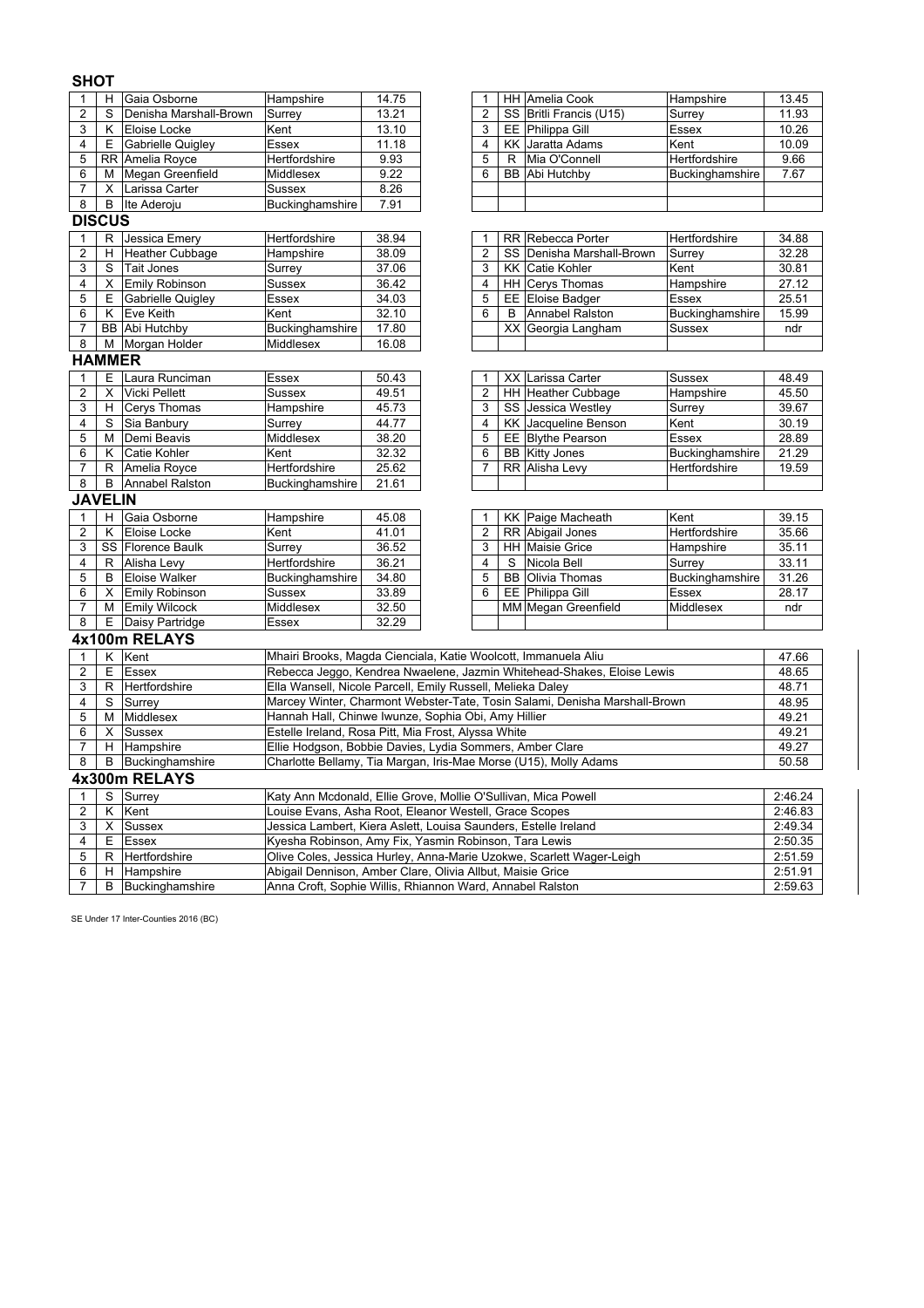## SHOT

| | | | | |
|---|---|---|---|---|
| 1 | H | Gaia Osborne | Hampshire | 14.75 |
| 2 | S | Denisha Marshall-Brown | Surrey | 13.21 |
| 3 | K | Eloise Locke | Kent | 13.10 |
| 4 | E | Gabrielle Quigley | Essex | 11.18 |
| 5 | RR | Amelia Royce | Hertfordshire | 9.93 |
| 6 | M | Megan Greenfield | Middlesex | 9.22 |
| 7 | X | Larissa Carter | Sussex | 8.26 |
| 8 | B | Ite Aderoju | Buckinghamshire | 7.91 |

| | | | | |
|---|---|---|---|---|
| 1 | HH | Amelia Cook | Hampshire | 13.45 |
| 2 | SS | Britli Francis (U15) | Surrey | 11.93 |
| 3 | EE | Philippa Gill | Essex | 10.26 |
| 4 | KK | Jaratta Adams | Kent | 10.09 |
| 5 | R | Mia O'Connell | Hertfordshire | 9.66 |
| 6 | BB | Abi Hutchby | Buckinghamshire | 7.67 |

## DISCUS

| | | | | |
|---|---|---|---|---|
| 1 | R | Jessica Emery | Hertfordshire | 38.94 |
| 2 | H | Heather Cubbage | Hampshire | 38.09 |
| 3 | S | Tait Jones | Surrey | 37.06 |
| 4 | X | Emily Robinson | Sussex | 36.42 |
| 5 | E | Gabrielle Quigley | Essex | 34.03 |
| 6 | K | Eve Keith | Kent | 32.10 |
| 7 | BB | Abi Hutchby | Buckinghamshire | 17.80 |
| 8 | M | Morgan Holder | Middlesex | 16.08 |

| | | | | |
|---|---|---|---|---|
| 1 | RR | Rebecca Porter | Hertfordshire | 34.88 |
| 2 | SS | Denisha Marshall-Brown | Surrey | 32.28 |
| 3 | KK | Catie Kohler | Kent | 30.81 |
| 4 | HH | Cerys Thomas | Hampshire | 27.12 |
| 5 | EE | Eloise Badger | Essex | 25.51 |
| 6 | B | Annabel Ralston | Buckinghamshire | 15.99 |
| | XX | Georgia Langham | Sussex | ndr |

## HAMMER

| | | | | |
|---|---|---|---|---|
| 1 | E | Laura Runciman | Essex | 50.43 |
| 2 | X | Vicki Pellett | Sussex | 49.51 |
| 3 | H | Cerys Thomas | Hampshire | 45.73 |
| 4 | S | Sia Banbury | Surrey | 44.77 |
| 5 | M | Demi Beavis | Middlesex | 38.20 |
| 6 | K | Catie Kohler | Kent | 32.32 |
| 7 | R | Amelia Royce | Hertfordshire | 25.62 |
| 8 | B | Annabel Ralston | Buckinghamshire | 21.61 |

| | | | | |
|---|---|---|---|---|
| 1 | XX | Larissa Carter | Sussex | 48.49 |
| 2 | HH | Heather Cubbage | Hampshire | 45.50 |
| 3 | SS | Jessica Westley | Surrey | 39.67 |
| 4 | KK | Jacqueline Benson | Kent | 30.19 |
| 5 | EE | Blythe Pearson | Essex | 28.89 |
| 6 | BB | Kitty Jones | Buckinghamshire | 21.29 |
| 7 | RR | Alisha Levy | Hertfordshire | 19.59 |

## JAVELIN

| | | | | |
|---|---|---|---|---|
| 1 | H | Gaia Osborne | Hampshire | 45.08 |
| 2 | K | Eloise Locke | Kent | 41.01 |
| 3 | SS | Florence Baulk | Surrey | 36.52 |
| 4 | R | Alisha Levy | Hertfordshire | 36.21 |
| 5 | B | Eloise Walker | Buckinghamshire | 34.80 |
| 6 | X | Emily Robinson | Sussex | 33.89 |
| 7 | M | Emily Wilcock | Middlesex | 32.50 |
| 8 | E | Daisy Partridge | Essex | 32.29 |

| | | | | |
|---|---|---|---|---|
| 1 | KK | Paige Macheath | Kent | 39.15 |
| 2 | RR | Abigail Jones | Hertfordshire | 35.66 |
| 3 | HH | Maisie Grice | Hampshire | 35.11 |
| 4 | S | Nicola Bell | Surrey | 33.11 |
| 5 | BB | Olivia Thomas | Buckinghamshire | 31.26 |
| 6 | EE | Philippa Gill | Essex | 28.17 |
| | MM | Megan Greenfield | Middlesex | ndr |

## 4x100m RELAYS

| | | | | |
|---|---|---|---|---|
| 1 | K | Kent | Mhairi Brooks, Magda Cienciala, Katie Woolcott, Immanuela Aliu | 47.66 |
| 2 | E | Essex | Rebecca Jeggo, Kendrea Nwaelene, Jazmin Whitehead-Shakes, Eloise Lewis | 48.65 |
| 3 | R | Hertfordshire | Ella Wansell, Nicole Parcell, Emily Russell, Melieka Daley | 48.71 |
| 4 | S | Surrey | Marcey Winter, Charmont Webster-Tate, Tosin Salami, Denisha Marshall-Brown | 48.95 |
| 5 | M | Middlesex | Hannah Hall, Chinwe Iwunze, Sophia Obi, Amy Hillier | 49.21 |
| 6 | X | Sussex | Estelle Ireland, Rosa Pitt, Mia Frost, Alyssa White | 49.21 |
| 7 | H | Hampshire | Ellie Hodgson, Bobbie Davies, Lydia Sommers, Amber Clare | 49.27 |
| 8 | B | Buckinghamshire | Charlotte Bellamy, Tia Margan, Iris-Mae Morse (U15), Molly Adams | 50.58 |

## 4x300m RELAYS

| | | | | |
|---|---|---|---|---|
| 1 | S | Surrey | Katy Ann Mcdonald, Ellie Grove, Mollie O'Sullivan, Mica Powell | 2:46.24 |
| 2 | K | Kent | Louise Evans, Asha Root, Eleanor Westell, Grace Scopes | 2:46.83 |
| 3 | X | Sussex | Jessica Lambert, Kiera Aslett, Louisa Saunders, Estelle Ireland | 2:49.34 |
| 4 | E | Essex | Kyesha Robinson, Amy Fix, Yasmin Robinson, Tara Lewis | 2:50.35 |
| 5 | R | Hertfordshire | Olive Coles, Jessica Hurley, Anna-Marie Uzokwe, Scarlett Wager-Leigh | 2:51.59 |
| 6 | H | Hampshire | Abigail Dennison, Amber Clare, Olivia Allbut, Maisie Grice | 2:51.91 |
| 7 | B | Buckinghamshire | Anna Croft, Sophie Willis, Rhiannon Ward, Annabel Ralston | 2:59.63 |

SE Under 17 Inter-Counties 2016 (BC)